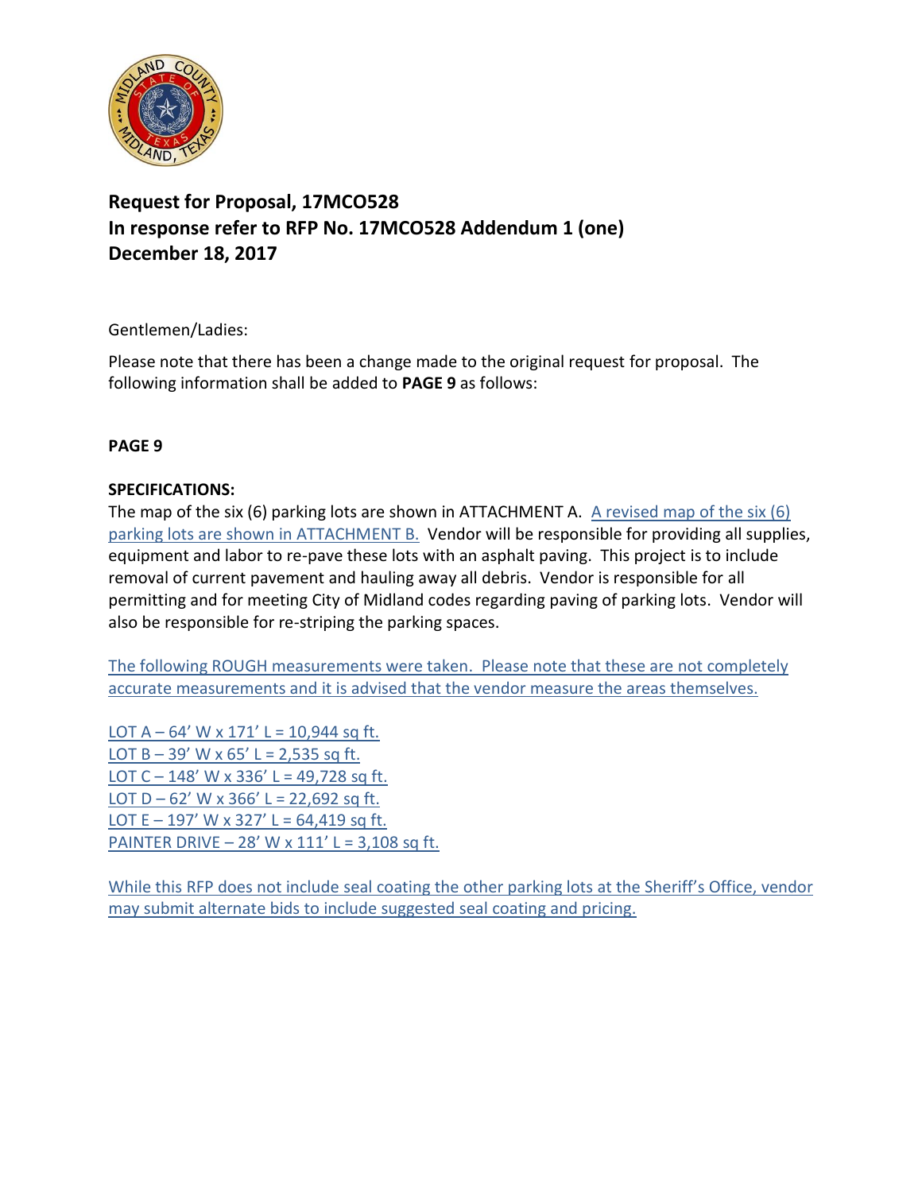**Request for Proposal, 17MCO528**
**In response refer to RFP No. 17MCO528 Addendum 1 (one)**
**December 18, 2017**

Gentlemen/Ladies:

Please note that there has been a change made to the original request for proposal. The following information shall be added to **PAGE 9** as follows:

**PAGE 9**

**SPECIFICATIONS:**
The map of the six (6) parking lots are shown in ATTACHMENT A. A revised map of the six (6) parking lots are shown in ATTACHMENT B. Vendor will be responsible for providing all supplies, equipment and labor to re-pave these lots with an asphalt paving. This project is to include removal of current pavement and hauling away all debris. Vendor is responsible for all permitting and for meeting City of Midland codes regarding paving of parking lots. Vendor will also be responsible for re-striping the parking spaces.

The following ROUGH measurements were taken. Please note that these are not completely accurate measurements and it is advised that the vendor measure the areas themselves.

LOT A – 64' W x 171' L = 10,944 sq ft.
LOT B – 39' W x 65' L = 2,535 sq ft.
LOT C – 148' W x 336' L = 49,728 sq ft.
LOT D – 62' W x 366' L = 22,692 sq ft.
LOT E – 197' W x 327' L = 64,419 sq ft.
PAINTER DRIVE – 28' W x 111' L = 3,108 sq ft.

While this RFP does not include seal coating the other parking lots at the Sheriff's Office, vendor may submit alternate bids to include suggested seal coating and pricing.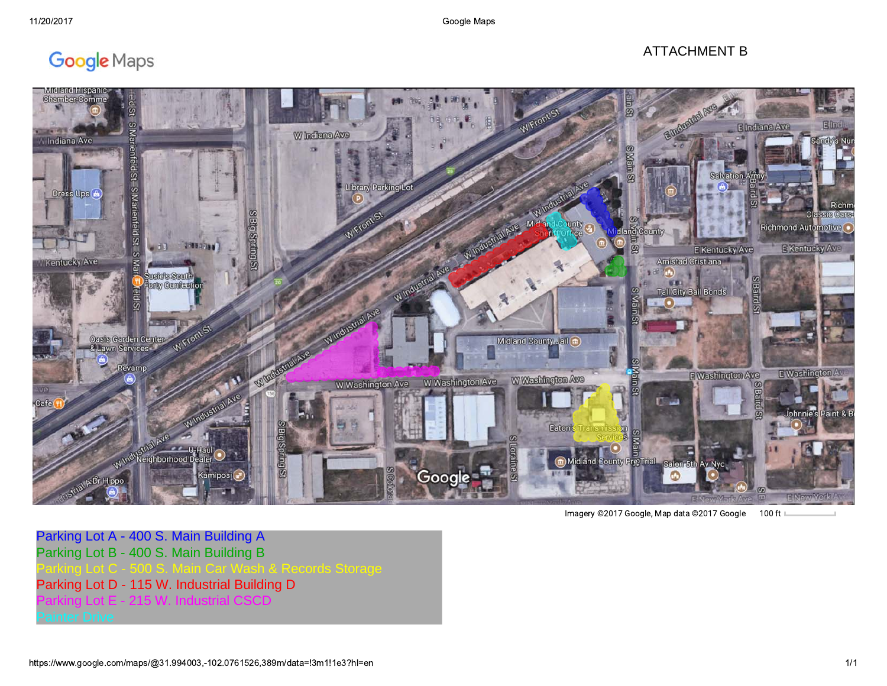ATTACHMENT B

Imagery ©2017 Google, Map data ©2017 Google 100 ft

Parking Lot A - 400 S. Main Building A
Parking Lot B - 400 S. Main Building B
Parking Lot C - 500 S. Main Car Wash & Records Storage
Parking Lot D - 115 W. Industrial Building D
Parking Lot E - 215 W. Industrial CSCD
Painter Drive